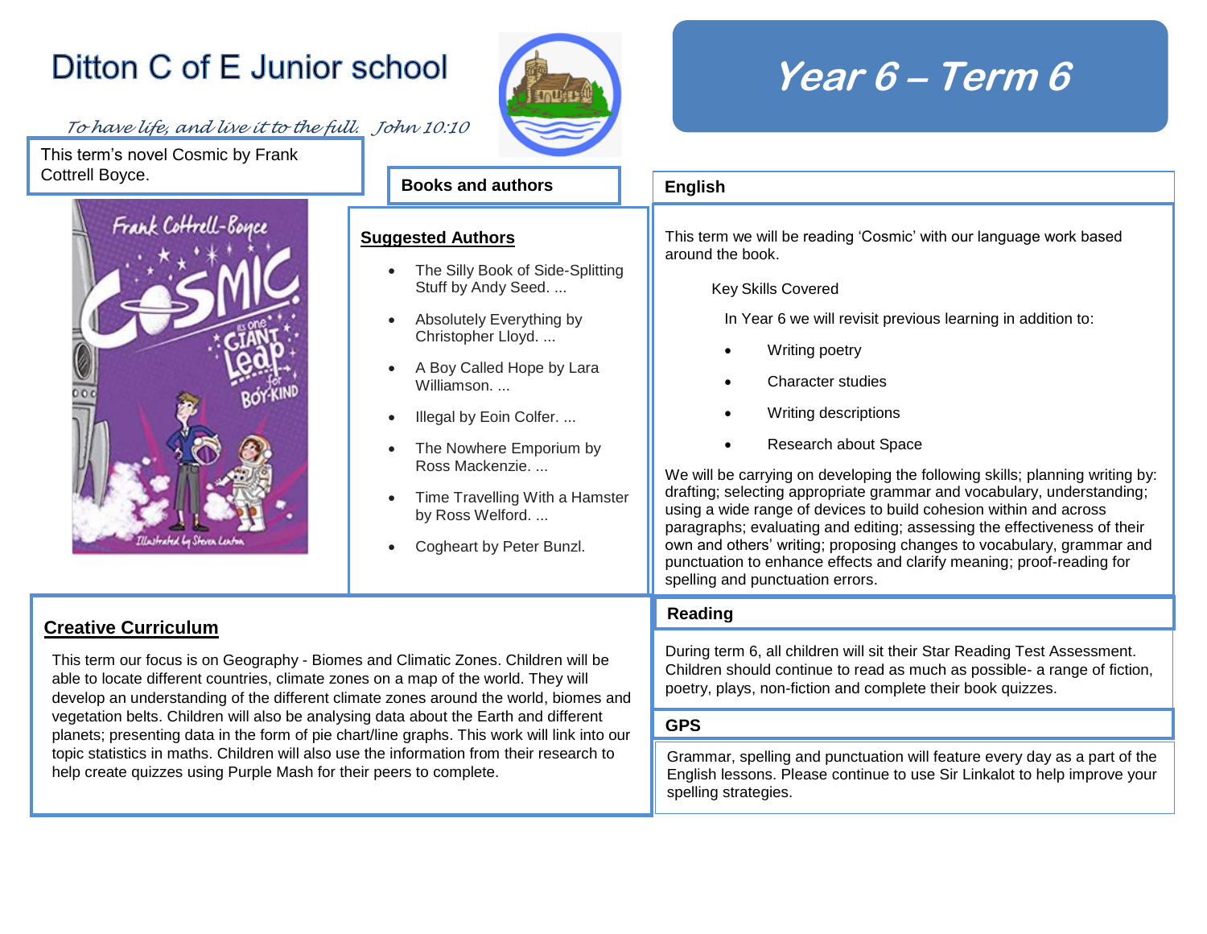# Ditton C of E Junior school

*To have life, and live it to the full. John 10:10*

# Year 6 – Term 6

This term's novel Cosmic by Frank Cottrell Boyce.

## Books and authors

**Suggested Authors**

- The Silly Book of Side-Splitting Stuff by Andy Seed. ...
- Absolutely Everything by Christopher Lloyd. ...
- A Boy Called Hope by Lara Williamson. ...
- Illegal by Eoin Colfer. ...
- The Nowhere Emporium by Ross Mackenzie. ...
- Time Travelling With a Hamster by Ross Welford. ...
- Cogheart by Peter Bunzl.

## English

This term we will be reading 'Cosmic' with our language work based around the book.

Key Skills Covered

In Year 6 we will revisit previous learning in addition to:

- Writing poetry
- Character studies
- Writing descriptions
- Research about Space

We will be carrying on developing the following skills; planning writing by: drafting; selecting appropriate grammar and vocabulary, understanding; using a wide range of devices to build cohesion within and across paragraphs; evaluating and editing; assessing the effectiveness of their own and others' writing; proposing changes to vocabulary, grammar and punctuation to enhance effects and clarify meaning; proof-reading for spelling and punctuation errors.

## Creative Curriculum

This term our focus is on Geography - Biomes and Climatic Zones. Children will be able to locate different countries, climate zones on a map of the world. They will develop an understanding of the different climate zones around the world, biomes and vegetation belts. Children will also be analysing data about the Earth and different planets; presenting data in the form of pie chart/line graphs. This work will link into our topic statistics in maths. Children will also use the information from their research to help create quizzes using Purple Mash for their peers to complete.

## Reading

During term 6, all children will sit their Star Reading Test Assessment. Children should continue to read as much as possible- a range of fiction, poetry, plays, non-fiction and complete their book quizzes.

## GPS

Grammar, spelling and punctuation will feature every day as a part of the English lessons. Please continue to use Sir Linkalot to help improve your spelling strategies.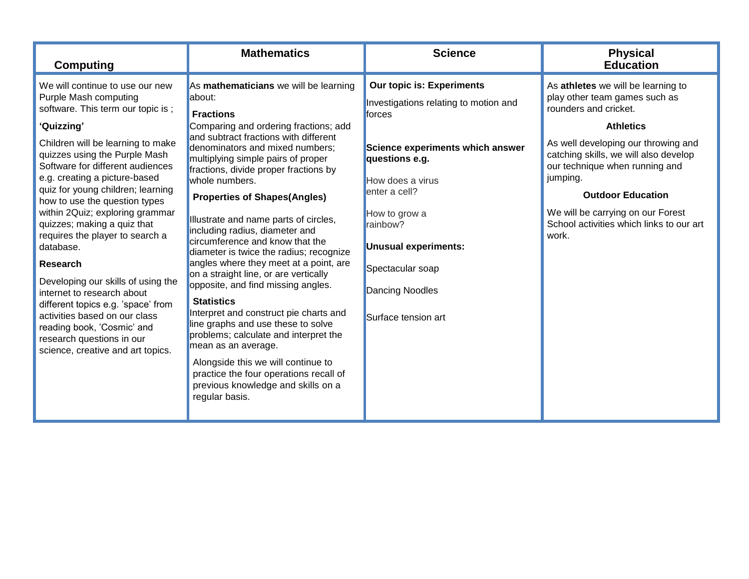| Computing | Mathematics | Science | Physical Education |
|---|---|---|---|
| We will continue to use our new Purple Mash computing software. This term our topic is ;<br><br>**'Quizzing'**<br><br>Children will be learning to make quizzes using the Purple Mash Software for different audiences e.g. creating a picture-based quiz for young children; learning how to use the question types within 2Quiz; exploring grammar quizzes; making a quiz that requires the player to search a database.<br><br>**Research**<br><br>Developing our skills of using the internet to research about different topics e.g. 'space' from activities based on our class reading book, 'Cosmic' and research questions in our science, creative and art topics. | As **mathematicians** we will be learning about:<br><br>**Fractions**<br>Comparing and ordering fractions; add and subtract fractions with different denominators and mixed numbers; multiplying simple pairs of proper fractions, divide proper fractions by whole numbers.<br><br>**Properties of Shapes(Angles)**<br><br>Illustrate and name parts of circles, including radius, diameter and circumference and know that the diameter is twice the radius; recognize angles where they meet at a point, are on a straight line, or are vertically opposite, and find missing angles.<br><br>**Statistics**<br>Interpret and construct pie charts and line graphs and use these to solve problems; calculate and interpret the mean as an average.<br><br>Alongside this we will continue to practice the four operations recall of previous knowledge and skills on a regular basis. | **Our topic is: Experiments**<br><br>Investigations relating to motion and forces<br><br>**Science experiments which answer questions e.g.**<br><br>How does a virus enter a cell?<br><br>How to grow a rainbow?<br><br>**Unusual experiments:**<br><br>Spectacular soap<br><br>Dancing Noodles<br><br>Surface tension art | As **athletes** we will be learning to play other team games such as rounders and cricket.<br><br>**Athletics**<br><br>As well developing our throwing and catching skills, we will also develop our technique when running and jumping.<br><br>**Outdoor Education**<br><br>We will be carrying on our Forest School activities which links to our art work. |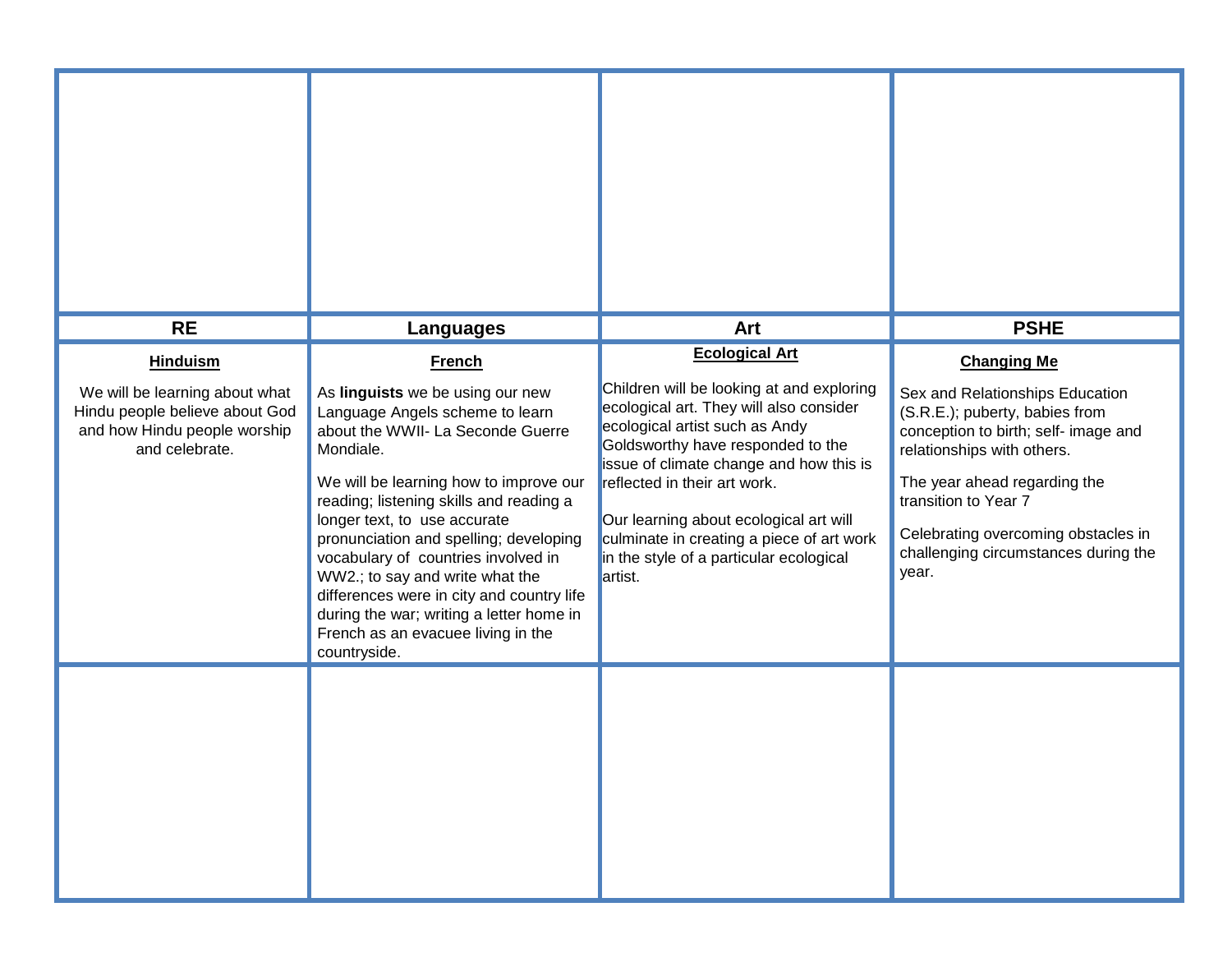| RE | Languages | Art | PSHE |
|---|---|---|---|
| **Hinduism**<br><br>We will be learning about what Hindu people believe about God and how Hindu people worship and celebrate. | **French**<br><br>As **linguists** we be using our new Language Angels scheme to learn about the WWII- La Seconde Guerre Mondiale.<br><br>We will be learning how to improve our reading; listening skills and reading a longer text, to use accurate pronunciation and spelling; developing vocabulary of countries involved in WW2.; to say and write what the differences were in city and country life during the war; writing a letter home in French as an evacuee living in the countryside. | **Ecological Art**<br><br>Children will be looking at and exploring ecological art. They will also consider ecological artist such as Andy Goldsworthy have responded to the issue of climate change and how this is reflected in their art work.<br><br>Our learning about ecological art will culminate in creating a piece of art work in the style of a particular ecological artist. | **Changing Me**<br><br>Sex and Relationships Education (S.R.E.); puberty, babies from conception to birth; self- image and relationships with others.<br><br>The year ahead regarding the transition to Year 7<br><br>Celebrating overcoming obstacles in challenging circumstances during the year. |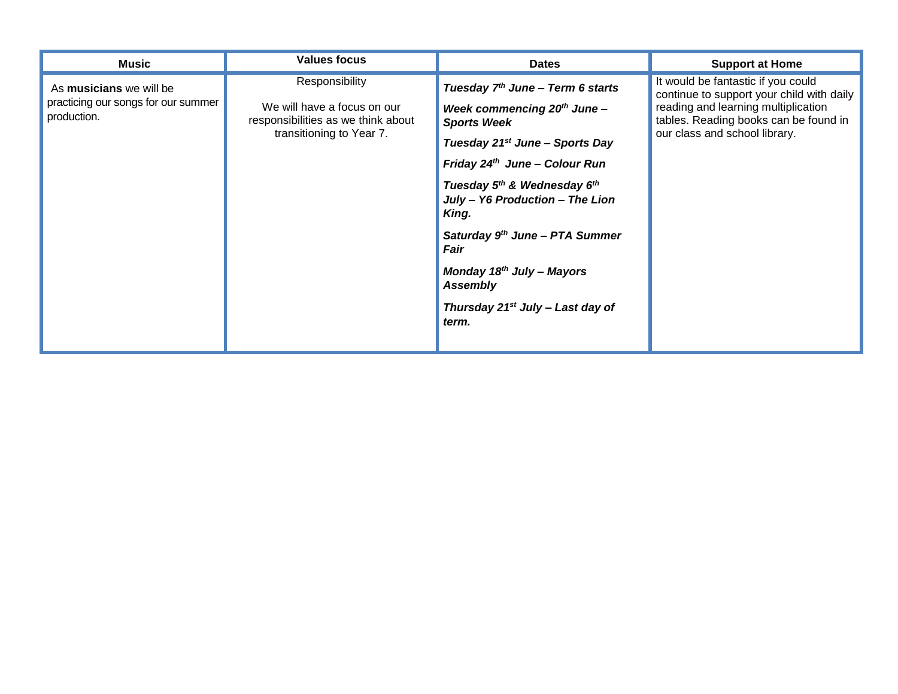| Music | Values focus | Dates | Support at Home |
|---|---|---|---|
| As **musicians** we will be practicing our songs for our summer production. | Responsibility<br><br>We will have a focus on our responsibilities as we think about transitioning to Year 7. | ***Tuesday 7th June – Term 6 starts***<br><br>***Week commencing 20th June – Sports Week***<br><br>***Tuesday 21st June – Sports Day***<br><br>***Friday 24th June – Colour Run***<br><br>***Tuesday 5th & Wednesday 6th July – Y6 Production – The Lion King.***<br><br>***Saturday 9th June – PTA Summer Fair***<br><br>***Monday 18th July – Mayors Assembly***<br><br>***Thursday 21st July – Last day of term.*** | It would be fantastic if you could continue to support your child with daily reading and learning multiplication tables. Reading books can be found in our class and school library. |